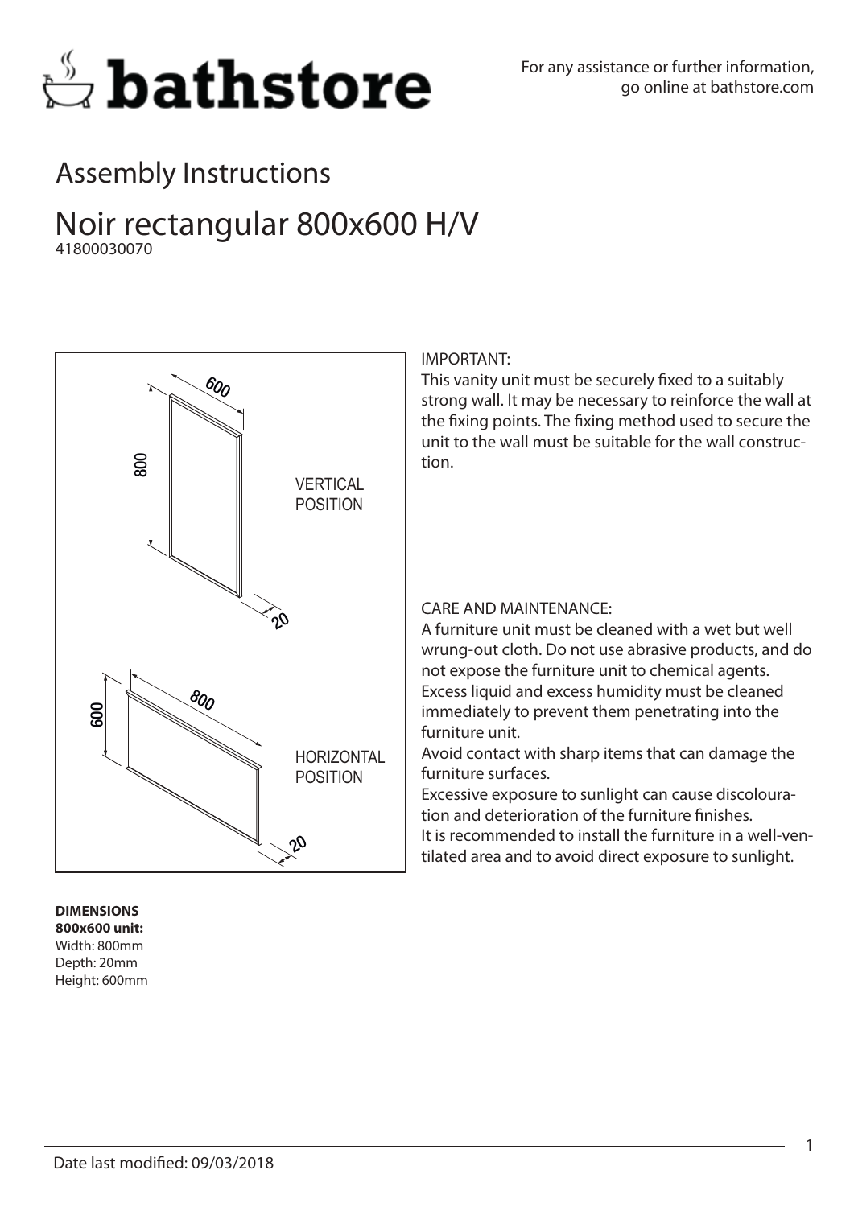bathstore

For any assistance or further information, go online at bathstore.com

# Assembly Instructions

## Noir rectangular 800x600 H/V

41800030070

600

800

VERTICAL POSITION

20

800

600

HORIZONTAL POSITION

20

IMPORTANT:

This vanity unit must be securely fixed to a suitably strong wall. It may be necessary to reinforce the wall at the fixing points. The fixing method used to secure the unit to the wall must be suitable for the wall construction.

CARE AND MAINTENANCE:

A furniture unit must be cleaned with a wet but well wrung-out cloth. Do not use abrasive products, and do not expose the furniture unit to chemical agents.
Excess liquid and excess humidity must be cleaned immediately to prevent them penetrating into the furniture unit.
Avoid contact with sharp items that can damage the furniture surfaces.
Excessive exposure to sunlight can cause discolouration and deterioration of the furniture finishes.
It is recommended to install the furniture in a well-ventilated area and to avoid direct exposure to sunlight.

**DIMENSIONS**
**800x600 unit:**
Width: 800mm
Depth: 20mm
Height: 600mm

Date last modified: 09/03/2018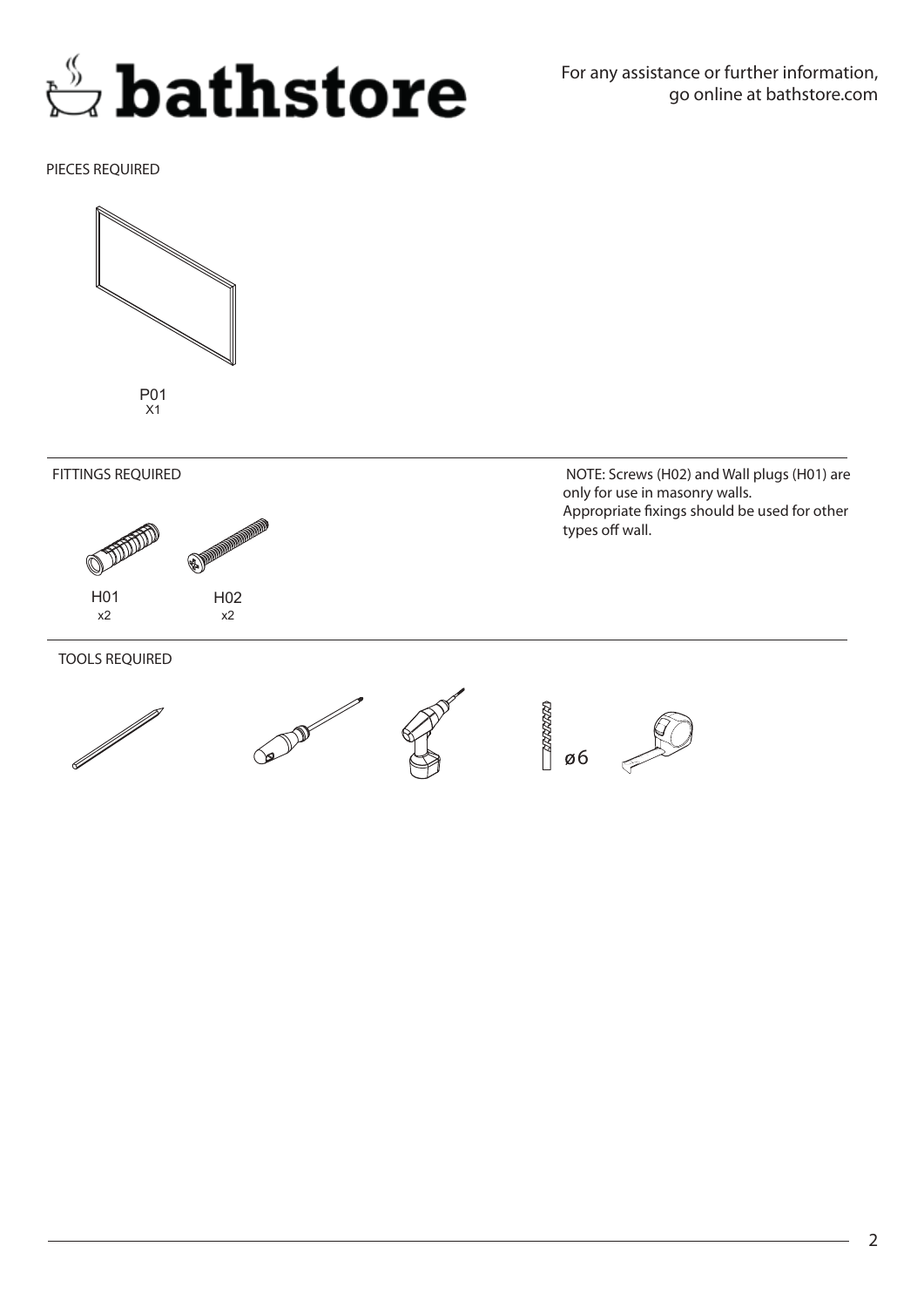bathstore

For any assistance or further information, go online at bathstore.com

## PIECES REQUIRED

P01
X1

## FITTINGS REQUIRED

H01
x2

H02
x2

NOTE: Screws (H02) and Wall plugs (H01) are only for use in masonry walls.
Appropriate fixings should be used for other types off wall.

## TOOLS REQUIRED

ø6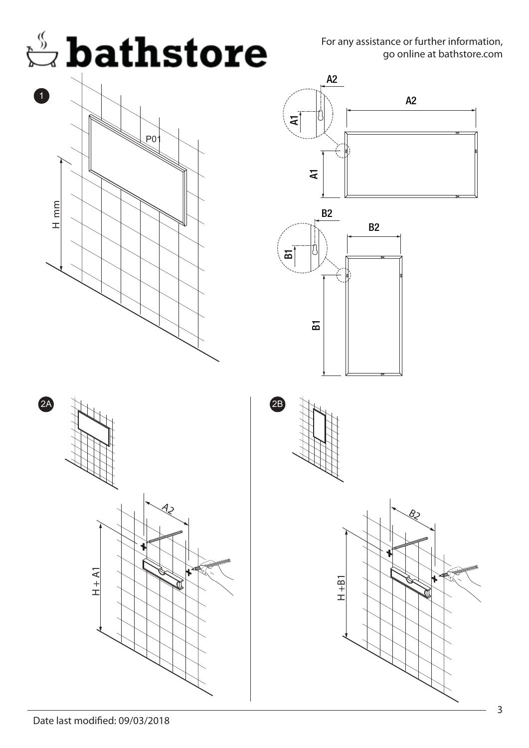# bathstore

For any assistance or further information, go online at bathstore.com

1

P01

H mm

A2

A1

A2

A1

B2

B1

B2

B1

2A

A2

H + A1

2B

B2

H +B1

Date last modified: 09/03/2018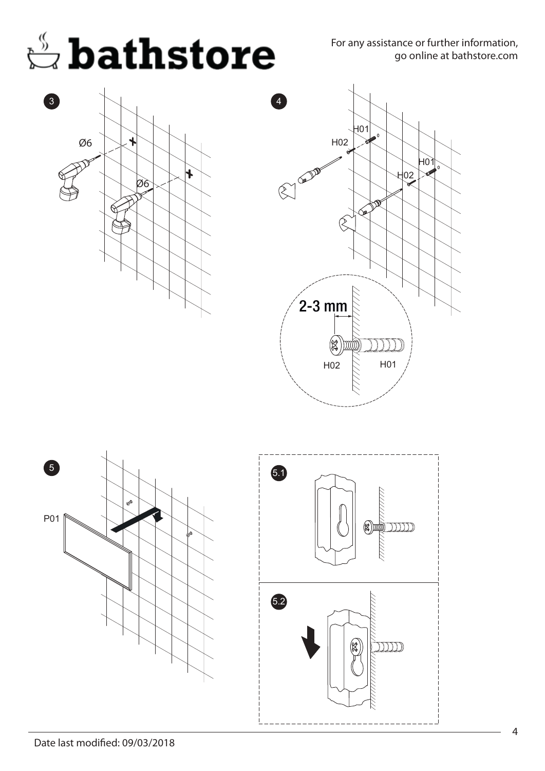# bathstore

For any assistance or further information, go online at bathstore.com

3

Ø6

Ø6

4

H01

H02

H01

H02

2-3 mm

H02

H01

5

P01

5.1

5.2

Date last modified: 09/03/2018